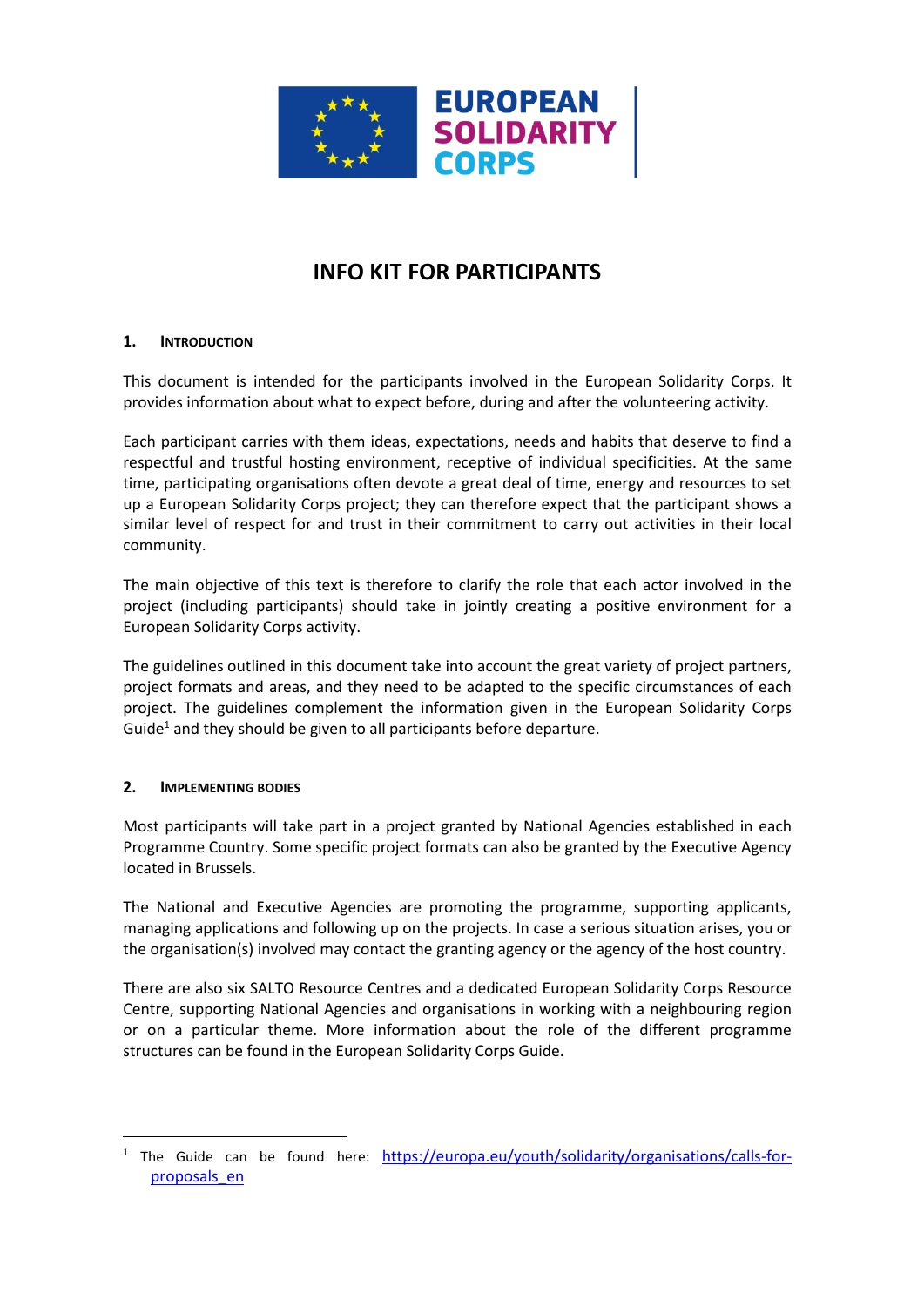# INFO KIT FOR PARTICIPANTS

## 1. Introduction

This document is intended for the participants involved in the European Solidarity Corps. It provides information about what to expect before, during and after the volunteering activity.

Each participant carries with them ideas, expectations, needs and habits that deserve to find a respectful and trustful hosting environment, receptive of individual specificities. At the same time, participating organisations often devote a great deal of time, energy and resources to set up a European Solidarity Corps project; they can therefore expect that the participant shows a similar level of respect for and trust in their commitment to carry out activities in their local community.

The main objective of this text is therefore to clarify the role that each actor involved in the project (including participants) should take in jointly creating a positive environment for a European Solidarity Corps activity.

The guidelines outlined in this document take into account the great variety of project partners, project formats and areas, and they need to be adapted to the specific circumstances of each project. The guidelines complement the information given in the European Solidarity Corps Guide[1] and they should be given to all participants before departure.

## 2. Implementing Bodies

Most participants will take part in a project granted by National Agencies established in each Programme Country. Some specific project formats can also be granted by the Executive Agency located in Brussels.

The National and Executive Agencies are promoting the programme, supporting applicants, managing applications and following up on the projects. In case a serious situation arises, you or the organisation(s) involved may contact the granting agency or the agency of the host country.

There are also six SALTO Resource Centres and a dedicated European Solidarity Corps Resource Centre, supporting National Agencies and organisations in working with a neighbouring region or on a particular theme. More information about the role of the different programme structures can be found in the European Solidarity Corps Guide.

---

[1] The Guide can be found here: https://europa.eu/youth/solidarity/organisations/calls-for-proposals_en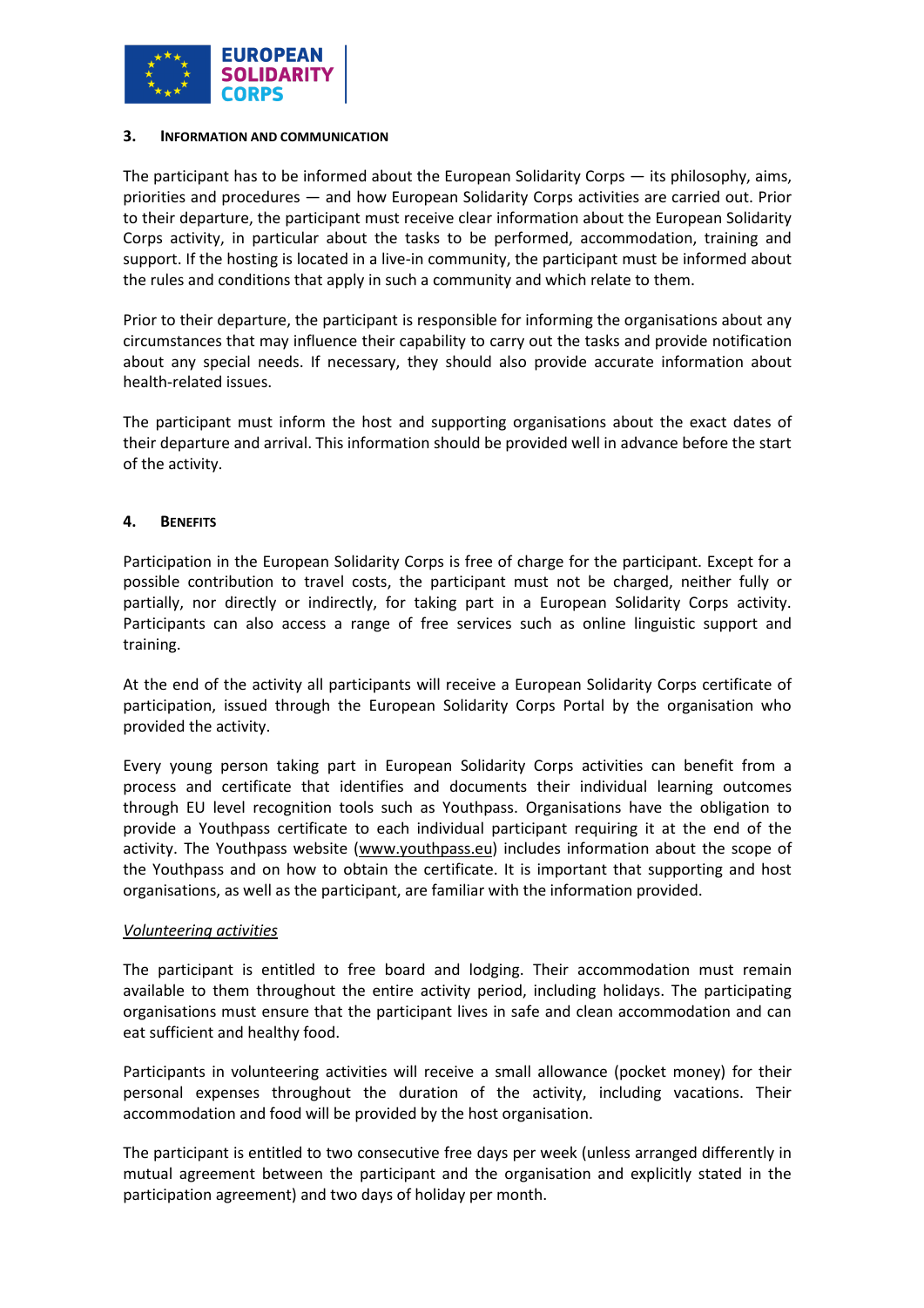## 3. Information and Communication

The participant has to be informed about the European Solidarity Corps — its philosophy, aims, priorities and procedures — and how European Solidarity Corps activities are carried out. Prior to their departure, the participant must receive clear information about the European Solidarity Corps activity, in particular about the tasks to be performed, accommodation, training and support. If the hosting is located in a live-in community, the participant must be informed about the rules and conditions that apply in such a community and which relate to them.

Prior to their departure, the participant is responsible for informing the organisations about any circumstances that may influence their capability to carry out the tasks and provide notification about any special needs. If necessary, they should also provide accurate information about health-related issues.

The participant must inform the host and supporting organisations about the exact dates of their departure and arrival. This information should be provided well in advance before the start of the activity.

## 4. Benefits

Participation in the European Solidarity Corps is free of charge for the participant. Except for a possible contribution to travel costs, the participant must not be charged, neither fully or partially, nor directly or indirectly, for taking part in a European Solidarity Corps activity. Participants can also access a range of free services such as online linguistic support and training.

At the end of the activity all participants will receive a European Solidarity Corps certificate of participation, issued through the European Solidarity Corps Portal by the organisation who provided the activity.

Every young person taking part in European Solidarity Corps activities can benefit from a process and certificate that identifies and documents their individual learning outcomes through EU level recognition tools such as Youthpass. Organisations have the obligation to provide a Youthpass certificate to each individual participant requiring it at the end of the activity. The Youthpass website (www.youthpass.eu) includes information about the scope of the Youthpass and on how to obtain the certificate. It is important that supporting and host organisations, as well as the participant, are familiar with the information provided.

*Volunteering activities*

The participant is entitled to free board and lodging. Their accommodation must remain available to them throughout the entire activity period, including holidays. The participating organisations must ensure that the participant lives in safe and clean accommodation and can eat sufficient and healthy food.

Participants in volunteering activities will receive a small allowance (pocket money) for their personal expenses throughout the duration of the activity, including vacations. Their accommodation and food will be provided by the host organisation.

The participant is entitled to two consecutive free days per week (unless arranged differently in mutual agreement between the participant and the organisation and explicitly stated in the participation agreement) and two days of holiday per month.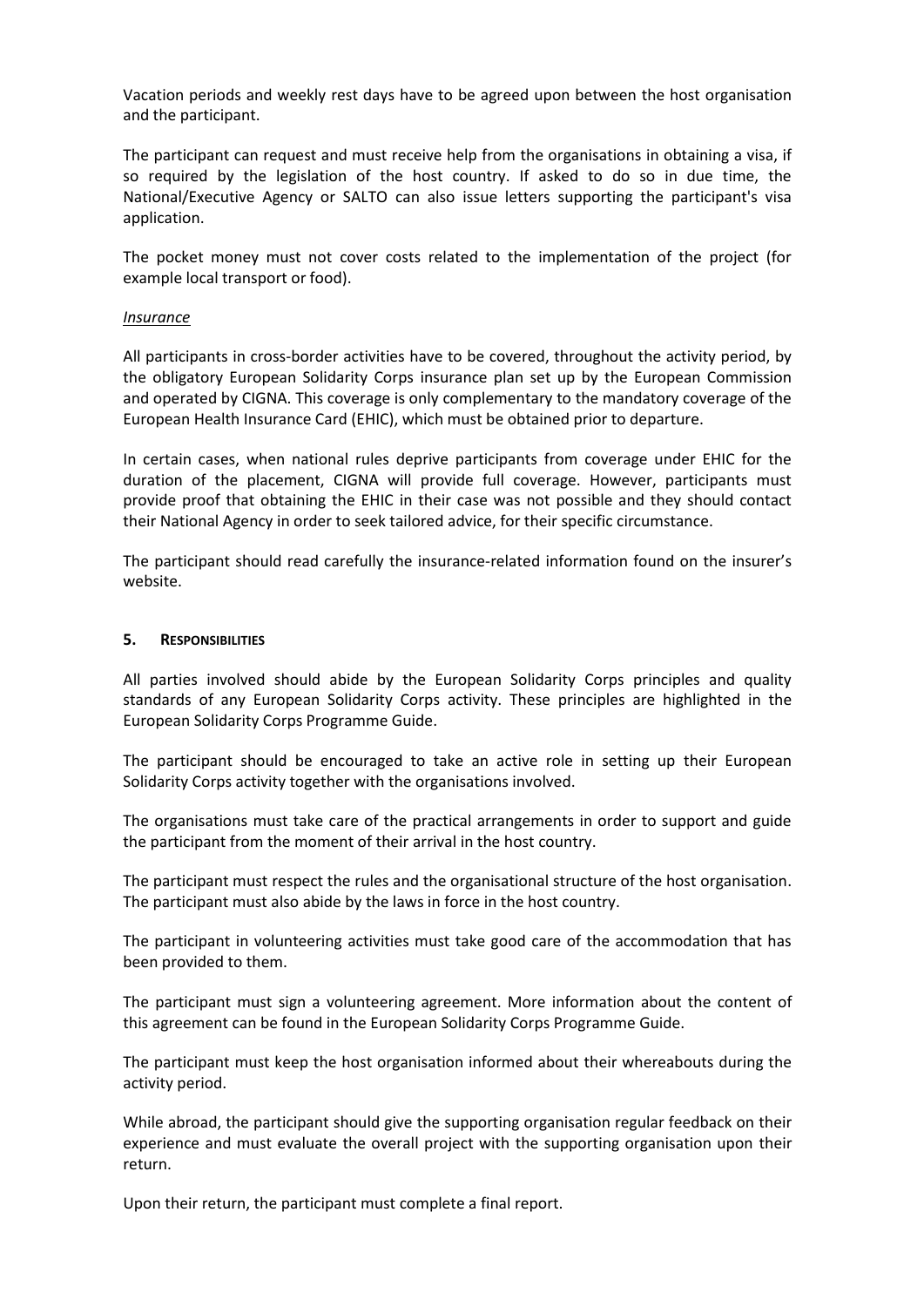Vacation periods and weekly rest days have to be agreed upon between the host organisation and the participant.

The participant can request and must receive help from the organisations in obtaining a visa, if so required by the legislation of the host country. If asked to do so in due time, the National/Executive Agency or SALTO can also issue letters supporting the participant's visa application.

The pocket money must not cover costs related to the implementation of the project (for example local transport or food).

*Insurance*

All participants in cross-border activities have to be covered, throughout the activity period, by the obligatory European Solidarity Corps insurance plan set up by the European Commission and operated by CIGNA. This coverage is only complementary to the mandatory coverage of the European Health Insurance Card (EHIC), which must be obtained prior to departure.

In certain cases, when national rules deprive participants from coverage under EHIC for the duration of the placement, CIGNA will provide full coverage. However, participants must provide proof that obtaining the EHIC in their case was not possible and they should contact their National Agency in order to seek tailored advice, for their specific circumstance.

The participant should read carefully the insurance-related information found on the insurer's website.

## 5. RESPONSIBILITIES

All parties involved should abide by the European Solidarity Corps principles and quality standards of any European Solidarity Corps activity. These principles are highlighted in the European Solidarity Corps Programme Guide.

The participant should be encouraged to take an active role in setting up their European Solidarity Corps activity together with the organisations involved.

The organisations must take care of the practical arrangements in order to support and guide the participant from the moment of their arrival in the host country.

The participant must respect the rules and the organisational structure of the host organisation. The participant must also abide by the laws in force in the host country.

The participant in volunteering activities must take good care of the accommodation that has been provided to them.

The participant must sign a volunteering agreement. More information about the content of this agreement can be found in the European Solidarity Corps Programme Guide.

The participant must keep the host organisation informed about their whereabouts during the activity period.

While abroad, the participant should give the supporting organisation regular feedback on their experience and must evaluate the overall project with the supporting organisation upon their return.

Upon their return, the participant must complete a final report.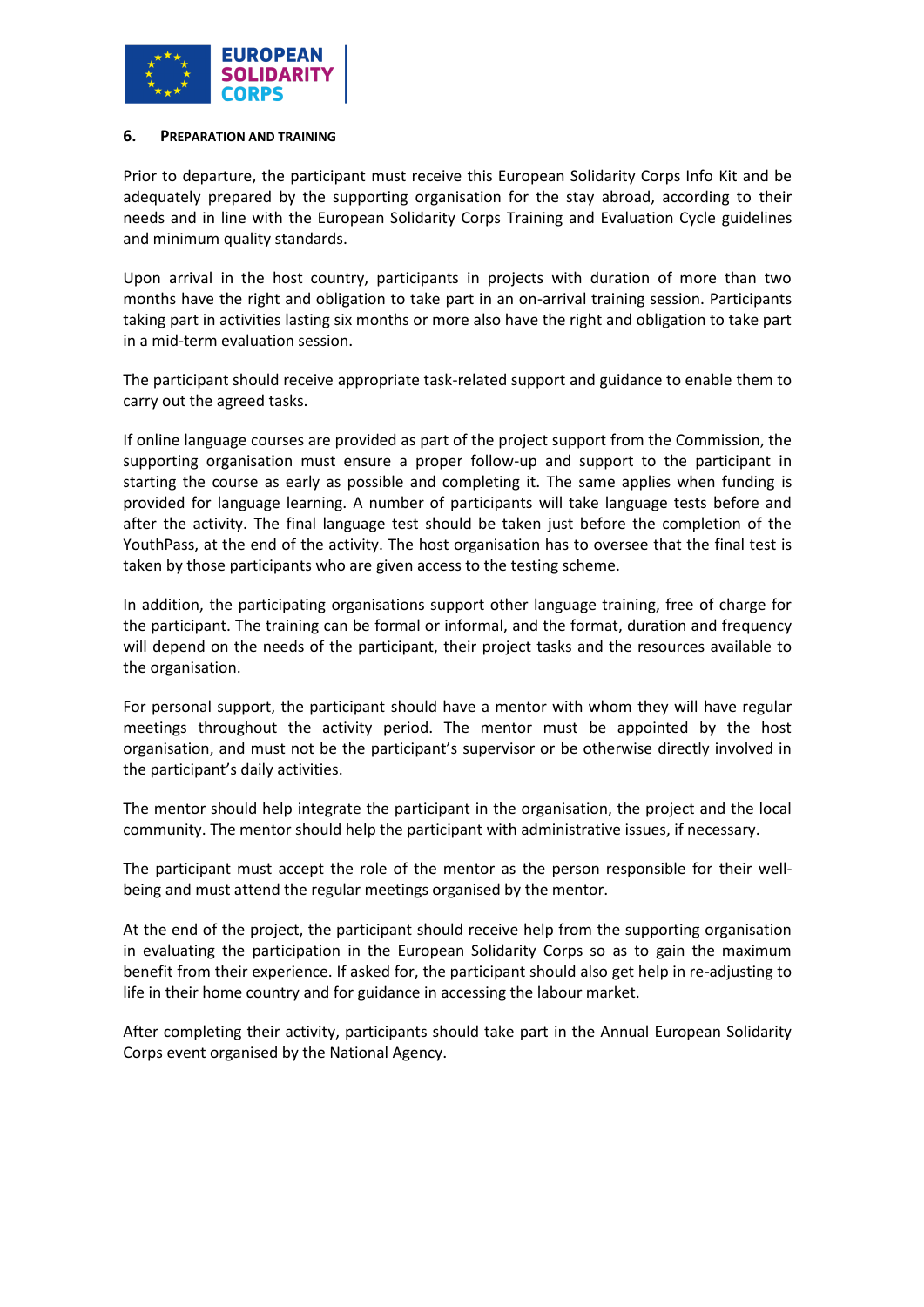## 6. Preparation and Training

Prior to departure, the participant must receive this European Solidarity Corps Info Kit and be adequately prepared by the supporting organisation for the stay abroad, according to their needs and in line with the European Solidarity Corps Training and Evaluation Cycle guidelines and minimum quality standards.

Upon arrival in the host country, participants in projects with duration of more than two months have the right and obligation to take part in an on-arrival training session. Participants taking part in activities lasting six months or more also have the right and obligation to take part in a mid-term evaluation session.

The participant should receive appropriate task-related support and guidance to enable them to carry out the agreed tasks.

If online language courses are provided as part of the project support from the Commission, the supporting organisation must ensure a proper follow-up and support to the participant in starting the course as early as possible and completing it. The same applies when funding is provided for language learning. A number of participants will take language tests before and after the activity. The final language test should be taken just before the completion of the YouthPass, at the end of the activity. The host organisation has to oversee that the final test is taken by those participants who are given access to the testing scheme.

In addition, the participating organisations support other language training, free of charge for the participant. The training can be formal or informal, and the format, duration and frequency will depend on the needs of the participant, their project tasks and the resources available to the organisation.

For personal support, the participant should have a mentor with whom they will have regular meetings throughout the activity period. The mentor must be appointed by the host organisation, and must not be the participant's supervisor or be otherwise directly involved in the participant's daily activities.

The mentor should help integrate the participant in the organisation, the project and the local community. The mentor should help the participant with administrative issues, if necessary.

The participant must accept the role of the mentor as the person responsible for their well-being and must attend the regular meetings organised by the mentor.

At the end of the project, the participant should receive help from the supporting organisation in evaluating the participation in the European Solidarity Corps so as to gain the maximum benefit from their experience. If asked for, the participant should also get help in re-adjusting to life in their home country and for guidance in accessing the labour market.

After completing their activity, participants should take part in the Annual European Solidarity Corps event organised by the National Agency.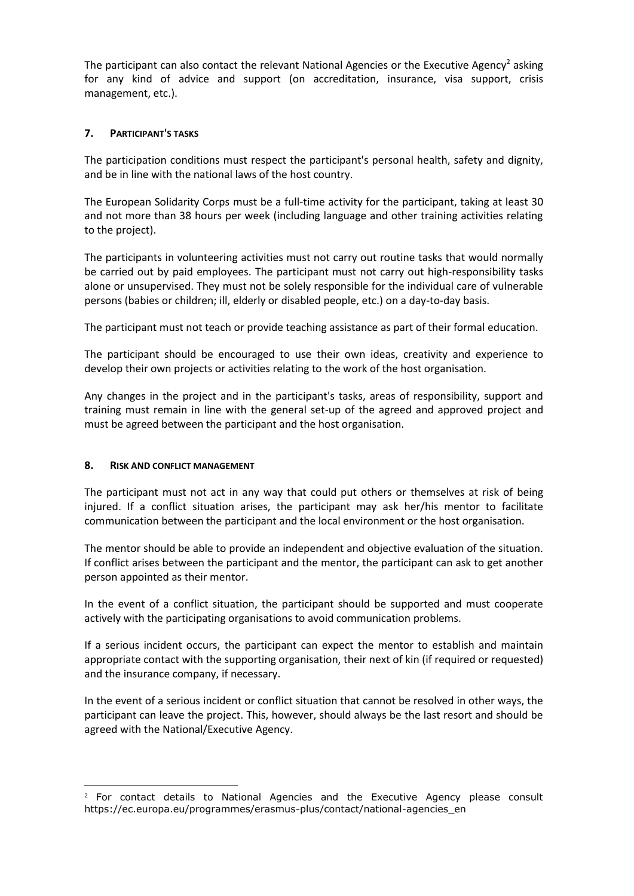The participant can also contact the relevant National Agencies or the Executive Agency[2] asking for any kind of advice and support (on accreditation, insurance, visa support, crisis management, etc.).

## 7. PARTICIPANT'S TASKS

The participation conditions must respect the participant's personal health, safety and dignity, and be in line with the national laws of the host country.

The European Solidarity Corps must be a full-time activity for the participant, taking at least 30 and not more than 38 hours per week (including language and other training activities relating to the project).

The participants in volunteering activities must not carry out routine tasks that would normally be carried out by paid employees. The participant must not carry out high-responsibility tasks alone or unsupervised. They must not be solely responsible for the individual care of vulnerable persons (babies or children; ill, elderly or disabled people, etc.) on a day-to-day basis.

The participant must not teach or provide teaching assistance as part of their formal education.

The participant should be encouraged to use their own ideas, creativity and experience to develop their own projects or activities relating to the work of the host organisation.

Any changes in the project and in the participant's tasks, areas of responsibility, support and training must remain in line with the general set-up of the agreed and approved project and must be agreed between the participant and the host organisation.

## 8. RISK AND CONFLICT MANAGEMENT

The participant must not act in any way that could put others or themselves at risk of being injured. If a conflict situation arises, the participant may ask her/his mentor to facilitate communication between the participant and the local environment or the host organisation.

The mentor should be able to provide an independent and objective evaluation of the situation. If conflict arises between the participant and the mentor, the participant can ask to get another person appointed as their mentor.

In the event of a conflict situation, the participant should be supported and must cooperate actively with the participating organisations to avoid communication problems.

If a serious incident occurs, the participant can expect the mentor to establish and maintain appropriate contact with the supporting organisation, their next of kin (if required or requested) and the insurance company, if necessary.

In the event of a serious incident or conflict situation that cannot be resolved in other ways, the participant can leave the project. This, however, should always be the last resort and should be agreed with the National/Executive Agency.

---

[2] For contact details to National Agencies and the Executive Agency please consult https://ec.europa.eu/programmes/erasmus-plus/contact/national-agencies_en